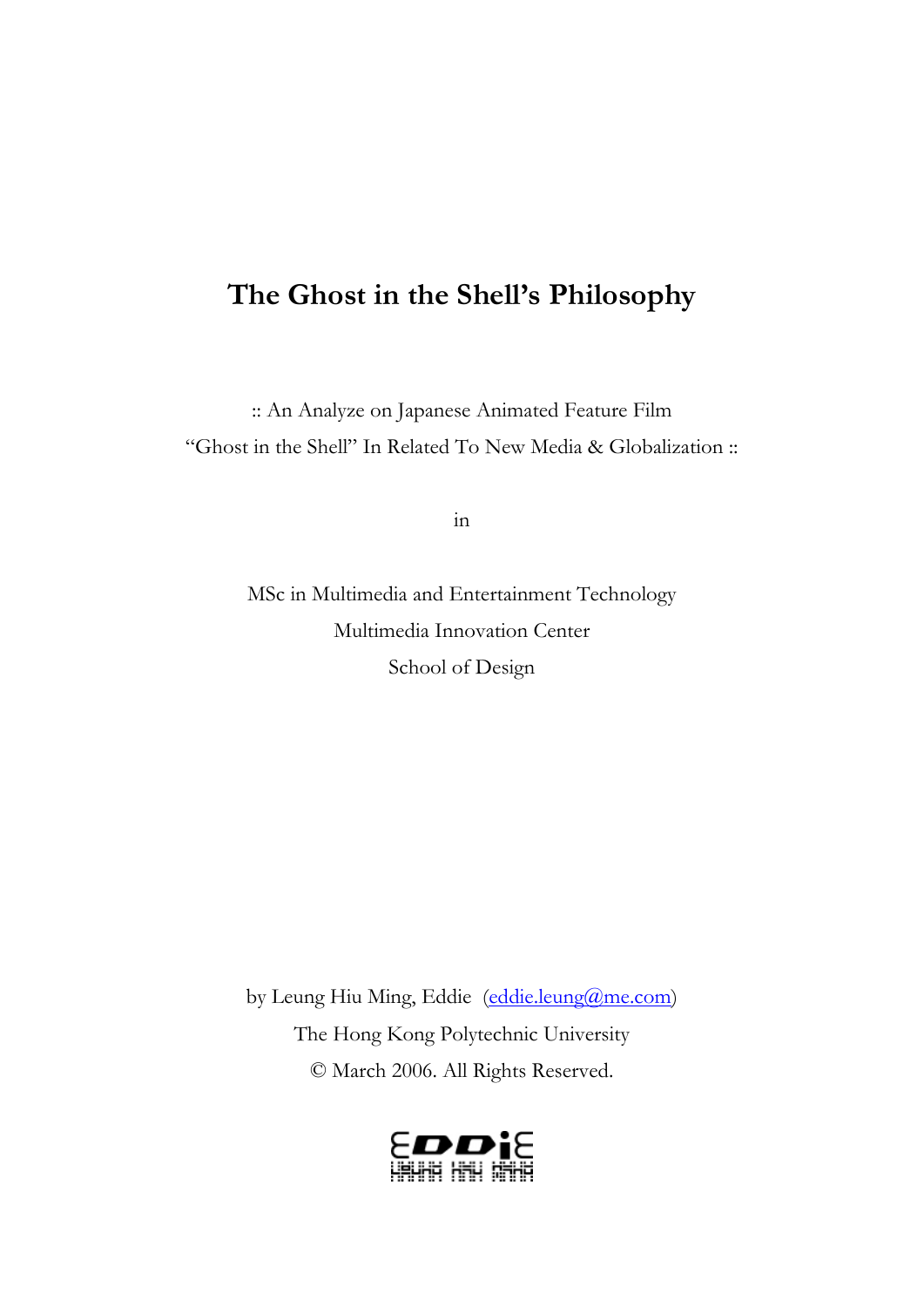# The Ghost in the Shell's Philosophy

:: An Analyze on Japanese Animated Feature Film
"Ghost in the Shell" In Related To New Media & Globalization ::

in

MSc in Multimedia and Entertainment Technology
Multimedia Innovation Center
School of Design

by Leung Hiu Ming, Eddie (eddie.leung@me.com)
The Hong Kong Polytechnic University
© March 2006. All Rights Reserved.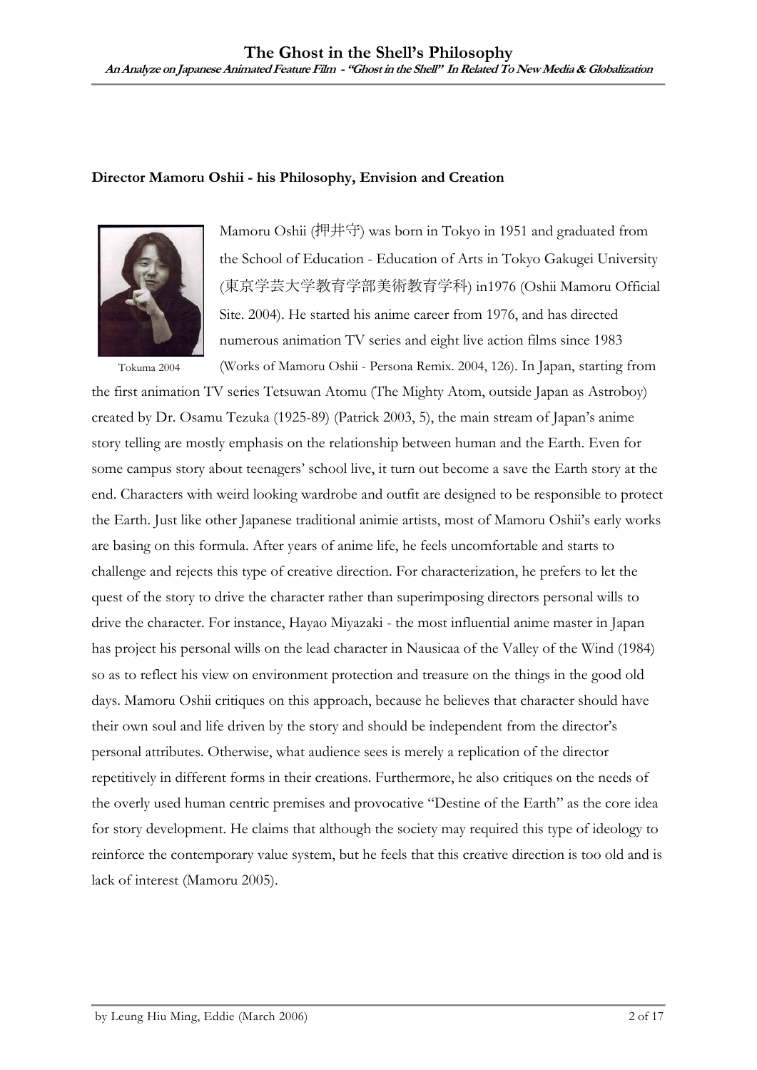**Director Mamoru Oshii - his Philosophy, Envision and Creation**

Tokuma 2004

Mamoru Oshii (押井守) was born in Tokyo in 1951 and graduated from the School of Education - Education of Arts in Tokyo Gakugei University (東京学芸大学教育学部美術教育学科) in1976 (Oshii Mamoru Official Site. 2004). He started his anime career from 1976, and has directed numerous animation TV series and eight live action films since 1983 (Works of Mamoru Oshii - Persona Remix. 2004, 126). In Japan, starting from the first animation TV series Tetsuwan Atomu (The Mighty Atom, outside Japan as Astroboy) created by Dr. Osamu Tezuka (1925-89) (Patrick 2003, 5), the main stream of Japan's anime story telling are mostly emphasis on the relationship between human and the Earth. Even for some campus story about teenagers' school live, it turn out become a save the Earth story at the end. Characters with weird looking wardrobe and outfit are designed to be responsible to protect the Earth. Just like other Japanese traditional animie artists, most of Mamoru Oshii's early works are basing on this formula. After years of anime life, he feels uncomfortable and starts to challenge and rejects this type of creative direction. For characterization, he prefers to let the quest of the story to drive the character rather than superimposing directors personal wills to drive the character. For instance, Hayao Miyazaki - the most influential anime master in Japan has project his personal wills on the lead character in Nausicaa of the Valley of the Wind (1984) so as to reflect his view on environment protection and treasure on the things in the good old days. Mamoru Oshii critiques on this approach, because he believes that character should have their own soul and life driven by the story and should be independent from the director's personal attributes. Otherwise, what audience sees is merely a replication of the director repetitively in different forms in their creations. Furthermore, he also critiques on the needs of the overly used human centric premises and provocative "Destine of the Earth" as the core idea for story development. He claims that although the society may required this type of ideology to reinforce the contemporary value system, but he feels that this creative direction is too old and is lack of interest (Mamoru 2005).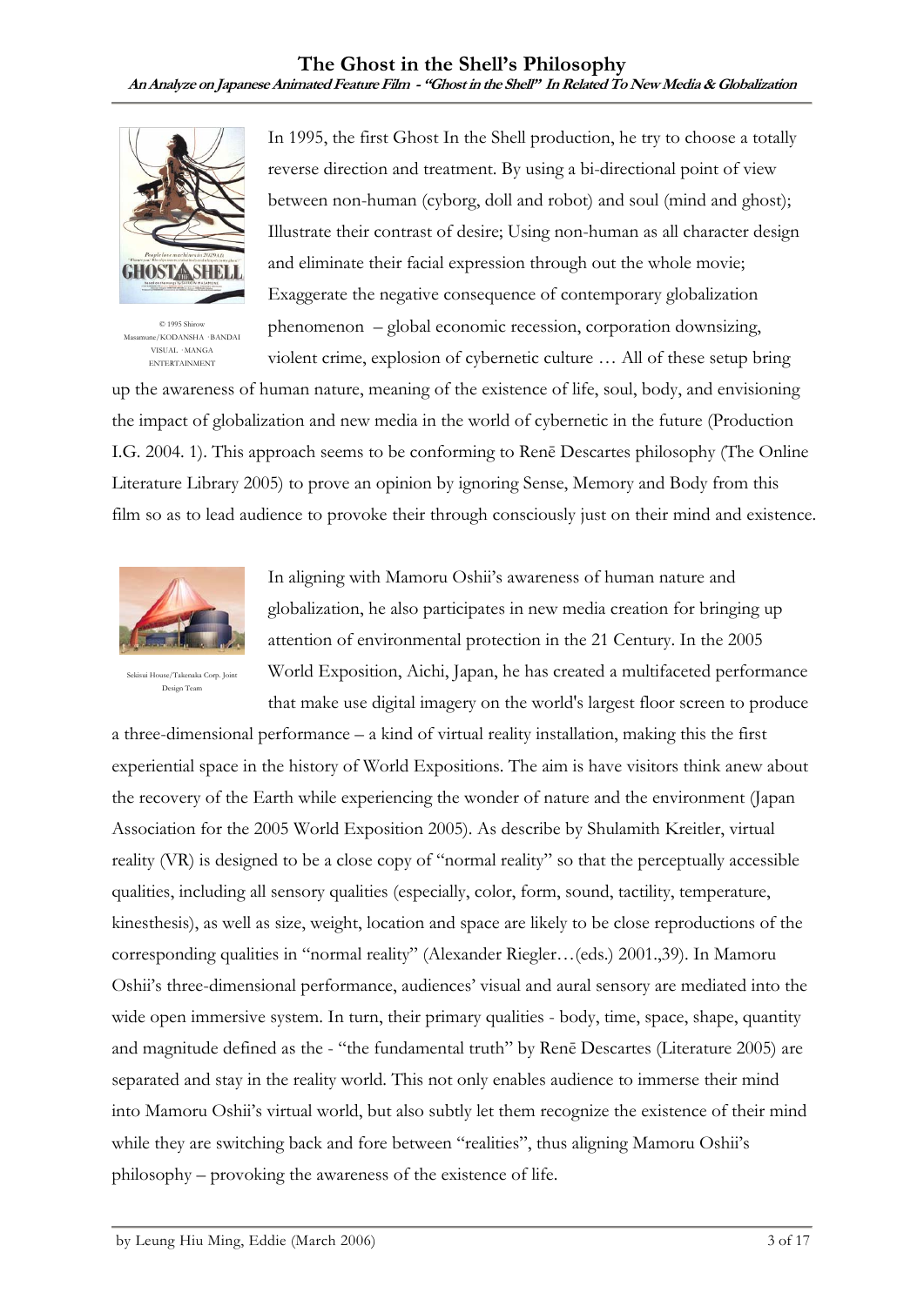In 1995, the first Ghost In the Shell production, he try to choose a totally reverse direction and treatment. By using a bi-directional point of view between non-human (cyborg, doll and robot) and soul (mind and ghost); Illustrate their contrast of desire; Using non-human as all character design and eliminate their facial expression through out the whole movie; Exaggerate the negative consequence of contemporary globalization phenomenon – global economic recession, corporation downsizing, violent crime, explosion of cybernetic culture … All of these setup bring up the awareness of human nature, meaning of the existence of life, soul, body, and envisioning the impact of globalization and new media in the world of cybernetic in the future (Production I.G. 2004. 1). This approach seems to be conforming to Renē Descartes philosophy (The Online Literature Library 2005) to prove an opinion by ignoring Sense, Memory and Body from this film so as to lead audience to provoke their through consciously just on their mind and existence.

© 1995 Shirow Masamune/KODANSHA · BANDAI VISUAL · MANGA ENTERTAINMENT

In aligning with Mamoru Oshii's awareness of human nature and globalization, he also participates in new media creation for bringing up attention of environmental protection in the 21 Century. In the 2005 World Exposition, Aichi, Japan, he has created a multifaceted performance that make use digital imagery on the world's largest floor screen to produce a three-dimensional performance – a kind of virtual reality installation, making this the first experiential space in the history of World Expositions. The aim is have visitors think anew about the recovery of the Earth while experiencing the wonder of nature and the environment (Japan Association for the 2005 World Exposition 2005). As describe by Shulamith Kreitler, virtual reality (VR) is designed to be a close copy of "normal reality" so that the perceptually accessible qualities, including all sensory qualities (especially, color, form, sound, tactility, temperature, kinesthesis), as well as size, weight, location and space are likely to be close reproductions of the corresponding qualities in "normal reality" (Alexander Riegler…(eds.) 2001.,39). In Mamoru Oshii's three-dimensional performance, audiences' visual and aural sensory are mediated into the wide open immersive system. In turn, their primary qualities - body, time, space, shape, quantity and magnitude defined as the - "the fundamental truth" by Renē Descartes (Literature 2005) are separated and stay in the reality world. This not only enables audience to immerse their mind into Mamoru Oshii's virtual world, but also subtly let them recognize the existence of their mind while they are switching back and fore between "realities", thus aligning Mamoru Oshii's philosophy – provoking the awareness of the existence of life.

Sekisui House/Takenaka Corp. Joint Design Team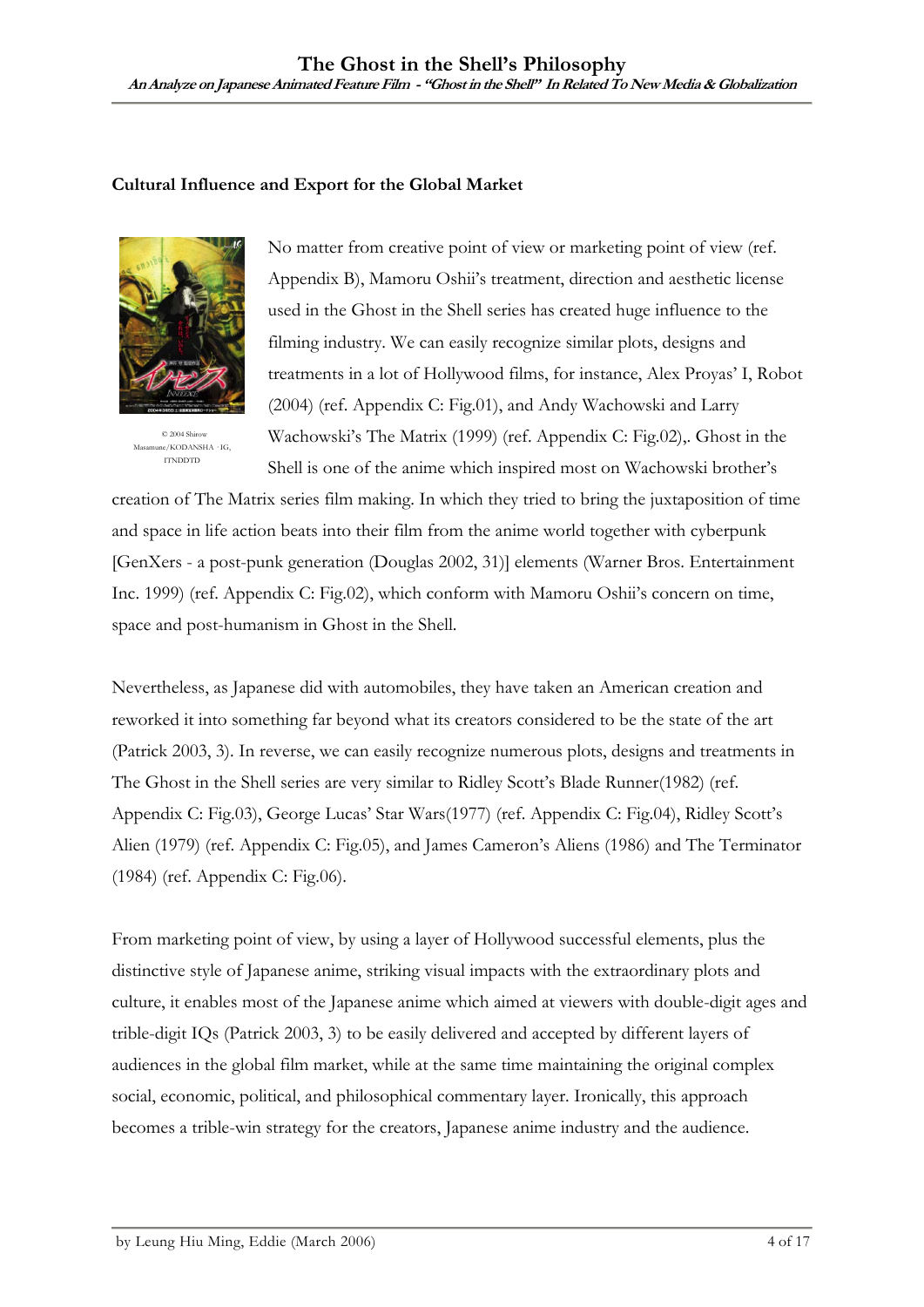## Cultural Influence and Export for the Global Market

© 2004 Shirow Masamune/KODANSHA · IG, ITNDDTD

No matter from creative point of view or marketing point of view (ref. Appendix B), Mamoru Oshii's treatment, direction and aesthetic license used in the Ghost in the Shell series has created huge influence to the filming industry. We can easily recognize similar plots, designs and treatments in a lot of Hollywood films, for instance, Alex Proyas' I, Robot (2004) (ref. Appendix C: Fig.01), and Andy Wachowski and Larry Wachowski's The Matrix (1999) (ref. Appendix C: Fig.02),. Ghost in the Shell is one of the anime which inspired most on Wachowski brother's creation of The Matrix series film making. In which they tried to bring the juxtaposition of time and space in life action beats into their film from the anime world together with cyberpunk [GenXers - a post-punk generation (Douglas 2002, 31)] elements (Warner Bros. Entertainment Inc. 1999) (ref. Appendix C: Fig.02), which conform with Mamoru Oshii's concern on time, space and post-humanism in Ghost in the Shell.

Nevertheless, as Japanese did with automobiles, they have taken an American creation and reworked it into something far beyond what its creators considered to be the state of the art (Patrick 2003, 3). In reverse, we can easily recognize numerous plots, designs and treatments in The Ghost in the Shell series are very similar to Ridley Scott's Blade Runner(1982) (ref. Appendix C: Fig.03), George Lucas' Star Wars(1977) (ref. Appendix C: Fig.04), Ridley Scott's Alien (1979) (ref. Appendix C: Fig.05), and James Cameron's Aliens (1986) and The Terminator (1984) (ref. Appendix C: Fig.06).

From marketing point of view, by using a layer of Hollywood successful elements, plus the distinctive style of Japanese anime, striking visual impacts with the extraordinary plots and culture, it enables most of the Japanese anime which aimed at viewers with double-digit ages and trible-digit IQs (Patrick 2003, 3) to be easily delivered and accepted by different layers of audiences in the global film market, while at the same time maintaining the original complex social, economic, political, and philosophical commentary layer. Ironically, this approach becomes a trible-win strategy for the creators, Japanese anime industry and the audience.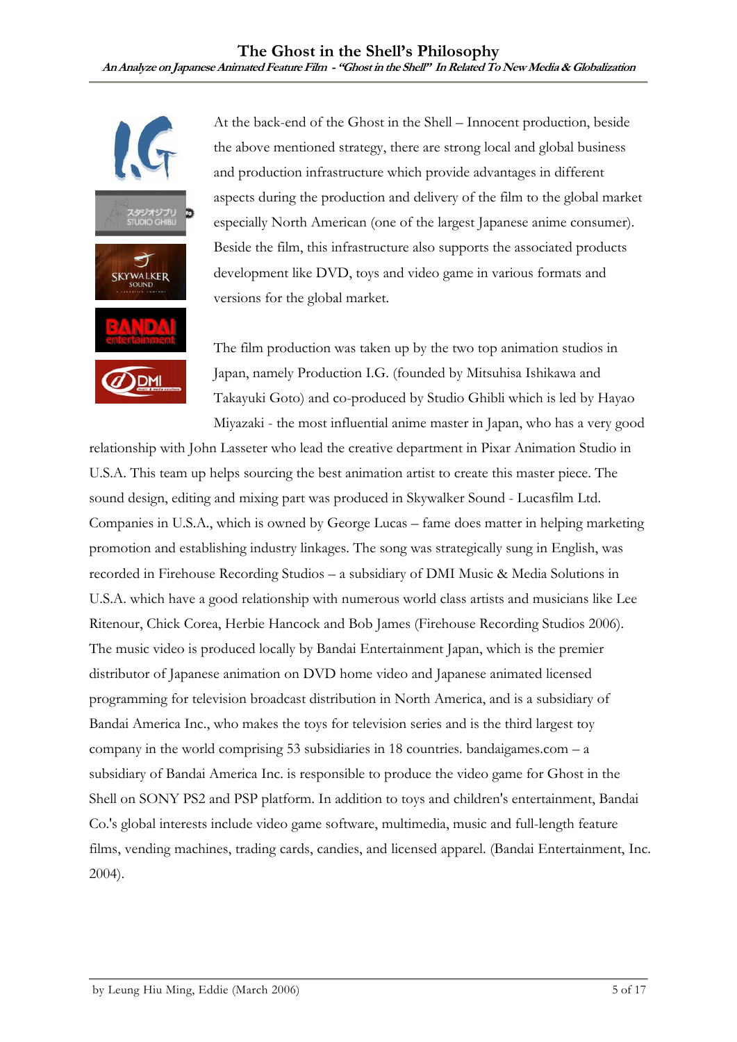At the back-end of the Ghost in the Shell – Innocent production, beside the above mentioned strategy, there are strong local and global business and production infrastructure which provide advantages in different aspects during the production and delivery of the film to the global market especially North American (one of the largest Japanese anime consumer). Beside the film, this infrastructure also supports the associated products development like DVD, toys and video game in various formats and versions for the global market.

The film production was taken up by the two top animation studios in Japan, namely Production I.G. (founded by Mitsuhisa Ishikawa and Takayuki Goto) and co-produced by Studio Ghibli which is led by Hayao Miyazaki - the most influential anime master in Japan, who has a very good relationship with John Lasseter who lead the creative department in Pixar Animation Studio in U.S.A. This team up helps sourcing the best animation artist to create this master piece. The sound design, editing and mixing part was produced in Skywalker Sound - Lucasfilm Ltd. Companies in U.S.A., which is owned by George Lucas – fame does matter in helping marketing promotion and establishing industry linkages. The song was strategically sung in English, was recorded in Firehouse Recording Studios – a subsidiary of DMI Music & Media Solutions in U.S.A. which have a good relationship with numerous world class artists and musicians like Lee Ritenour, Chick Corea, Herbie Hancock and Bob James (Firehouse Recording Studios 2006). The music video is produced locally by Bandai Entertainment Japan, which is the premier distributor of Japanese animation on DVD home video and Japanese animated licensed programming for television broadcast distribution in North America, and is a subsidiary of Bandai America Inc., who makes the toys for television series and is the third largest toy company in the world comprising 53 subsidiaries in 18 countries. bandaigames.com – a subsidiary of Bandai America Inc. is responsible to produce the video game for Ghost in the Shell on SONY PS2 and PSP platform. In addition to toys and children's entertainment, Bandai Co.'s global interests include video game software, multimedia, music and full-length feature films, vending machines, trading cards, candies, and licensed apparel. (Bandai Entertainment, Inc. 2004).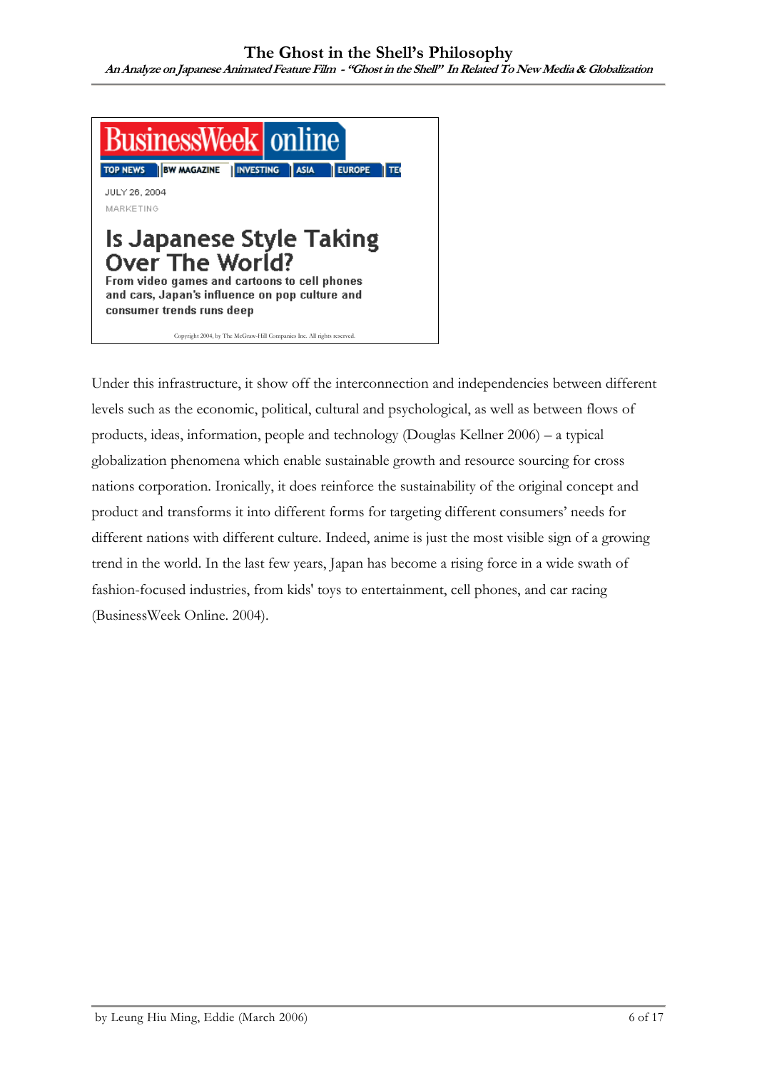BusinessWeek online

TOP NEWS | BW MAGAZINE | INVESTING | ASIA | EUROPE | TE

JULY 26, 2004

MARKETING

## Is Japanese Style Taking Over The World?

**From video games and cartoons to cell phones and cars, Japan's influence on pop culture and consumer trends runs deep**

Copyright 2004, by The McGraw-Hill Companies Inc. All rights reserved.

Under this infrastructure, it show off the interconnection and independencies between different levels such as the economic, political, cultural and psychological, as well as between flows of products, ideas, information, people and technology (Douglas Kellner 2006) – a typical globalization phenomena which enable sustainable growth and resource sourcing for cross nations corporation. Ironically, it does reinforce the sustainability of the original concept and product and transforms it into different forms for targeting different consumers' needs for different nations with different culture. Indeed, anime is just the most visible sign of a growing trend in the world. In the last few years, Japan has become a rising force in a wide swath of fashion-focused industries, from kids' toys to entertainment, cell phones, and car racing (BusinessWeek Online. 2004).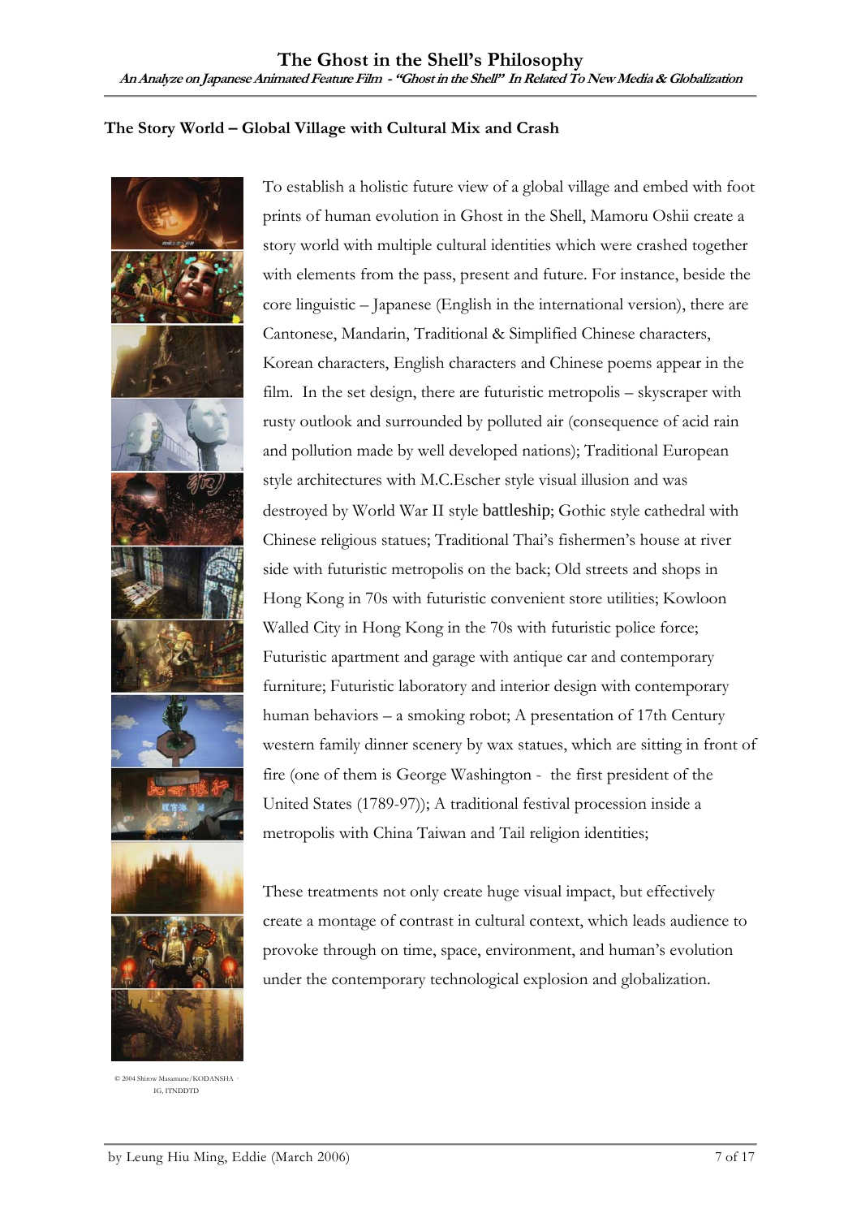## The Story World – Global Village with Cultural Mix and Crash

To establish a holistic future view of a global village and embed with foot prints of human evolution in Ghost in the Shell, Mamoru Oshii create a story world with multiple cultural identities which were crashed together with elements from the pass, present and future. For instance, beside the core linguistic – Japanese (English in the international version), there are Cantonese, Mandarin, Traditional & Simplified Chinese characters, Korean characters, English characters and Chinese poems appear in the film. In the set design, there are futuristic metropolis – skyscraper with rusty outlook and surrounded by polluted air (consequence of acid rain and pollution made by well developed nations); Traditional European style architectures with M.C.Escher style visual illusion and was destroyed by World War II style battleship; Gothic style cathedral with Chinese religious statues; Traditional Thai's fishermen's house at river side with futuristic metropolis on the back; Old streets and shops in Hong Kong in 70s with futuristic convenient store utilities; Kowloon Walled City in Hong Kong in the 70s with futuristic police force; Futuristic apartment and garage with antique car and contemporary furniture; Futuristic laboratory and interior design with contemporary human behaviors – a smoking robot; A presentation of 17th Century western family dinner scenery by wax statues, which are sitting in front of fire (one of them is George Washington - the first president of the United States (1789-97)); A traditional festival procession inside a metropolis with China Taiwan and Tail religion identities;

These treatments not only create huge visual impact, but effectively create a montage of contrast in cultural context, which leads audience to provoke through on time, space, environment, and human's evolution under the contemporary technological explosion and globalization.

© 2004 Shirow Masamune/KODANSHA · IG, ITNDDTD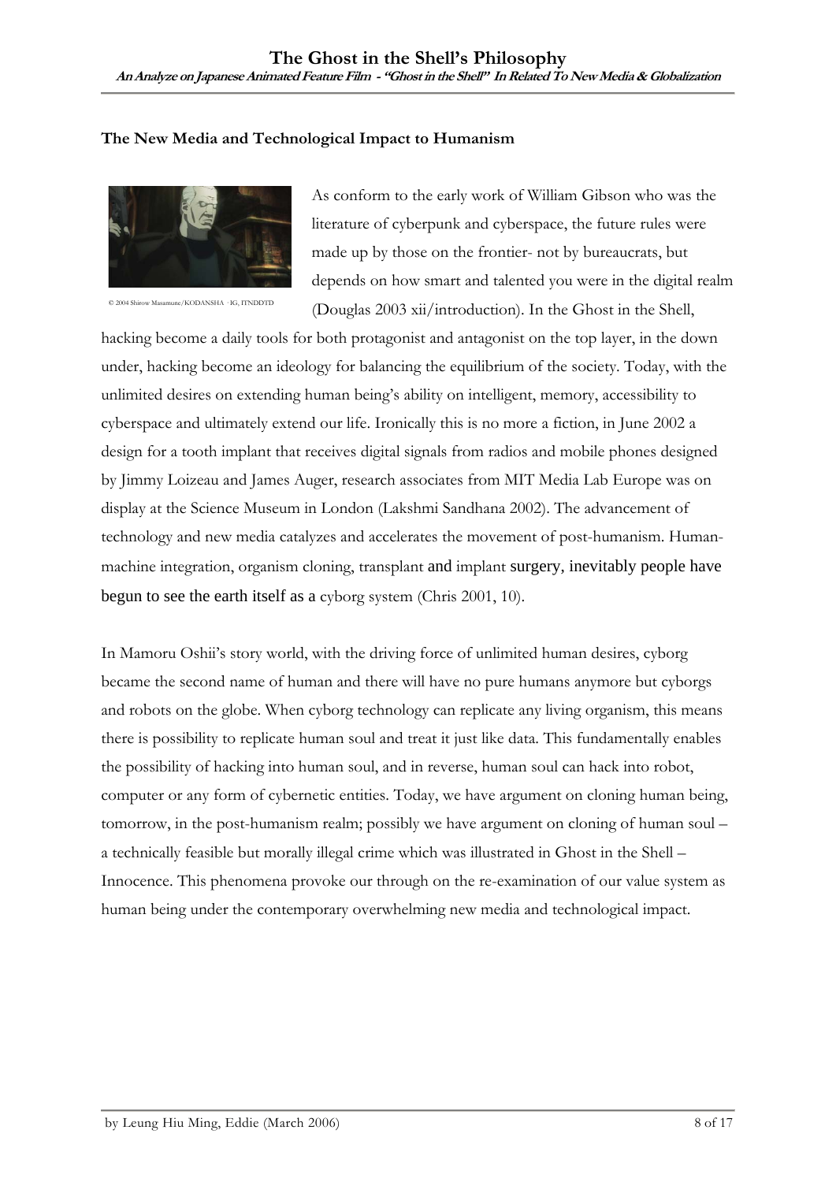### The New Media and Technological Impact to Humanism

© 2004 Shirow Masamune/KODANSHA · IG, ITNDDTD

As conform to the early work of William Gibson who was the literature of cyberpunk and cyberspace, the future rules were made up by those on the frontier- not by bureaucrats, but depends on how smart and talented you were in the digital realm (Douglas 2003 xii/introduction). In the Ghost in the Shell, hacking become a daily tools for both protagonist and antagonist on the top layer, in the down under, hacking become an ideology for balancing the equilibrium of the society. Today, with the unlimited desires on extending human being's ability on intelligent, memory, accessibility to cyberspace and ultimately extend our life. Ironically this is no more a fiction, in June 2002 a design for a tooth implant that receives digital signals from radios and mobile phones designed by Jimmy Loizeau and James Auger, research associates from MIT Media Lab Europe was on display at the Science Museum in London (Lakshmi Sandhana 2002). The advancement of technology and new media catalyzes and accelerates the movement of post-humanism. Human-machine integration, organism cloning, transplant and implant surgery, inevitably people have begun to see the earth itself as a cyborg system (Chris 2001, 10).

In Mamoru Oshii's story world, with the driving force of unlimited human desires, cyborg became the second name of human and there will have no pure humans anymore but cyborgs and robots on the globe. When cyborg technology can replicate any living organism, this means there is possibility to replicate human soul and treat it just like data. This fundamentally enables the possibility of hacking into human soul, and in reverse, human soul can hack into robot, computer or any form of cybernetic entities. Today, we have argument on cloning human being, tomorrow, in the post-humanism realm; possibly we have argument on cloning of human soul – a technically feasible but morally illegal crime which was illustrated in Ghost in the Shell – Innocence. This phenomena provoke our through on the re-examination of our value system as human being under the contemporary overwhelming new media and technological impact.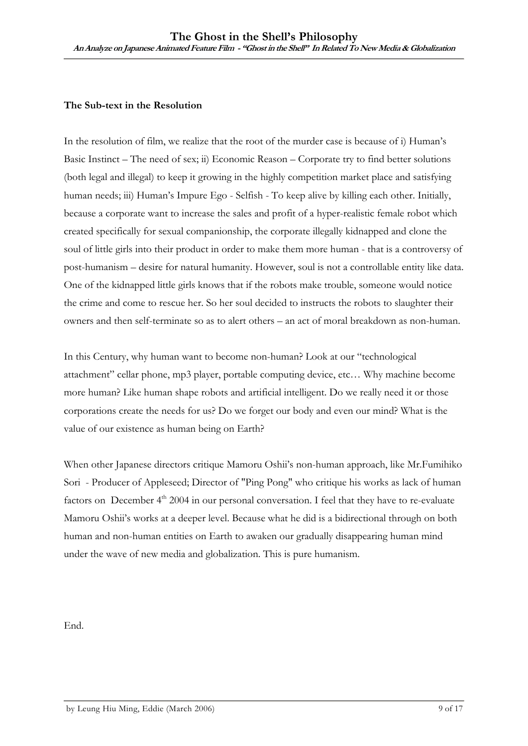**The Sub-text in the Resolution**

In the resolution of film, we realize that the root of the murder case is because of i) Human's Basic Instinct – The need of sex; ii) Economic Reason – Corporate try to find better solutions (both legal and illegal) to keep it growing in the highly competition market place and satisfying human needs; iii) Human's Impure Ego - Selfish - To keep alive by killing each other. Initially, because a corporate want to increase the sales and profit of a hyper-realistic female robot which created specifically for sexual companionship, the corporate illegally kidnapped and clone the soul of little girls into their product in order to make them more human - that is a controversy of post-humanism – desire for natural humanity. However, soul is not a controllable entity like data. One of the kidnapped little girls knows that if the robots make trouble, someone would notice the crime and come to rescue her. So her soul decided to instructs the robots to slaughter their owners and then self-terminate so as to alert others – an act of moral breakdown as non-human.

In this Century, why human want to become non-human? Look at our "technological attachment" cellar phone, mp3 player, portable computing device, etc… Why machine become more human? Like human shape robots and artificial intelligent. Do we really need it or those corporations create the needs for us? Do we forget our body and even our mind? What is the value of our existence as human being on Earth?

When other Japanese directors critique Mamoru Oshii's non-human approach, like Mr.Fumihiko Sori - Producer of Appleseed; Director of "Ping Pong" who critique his works as lack of human factors on December 4th 2004 in our personal conversation. I feel that they have to re-evaluate Mamoru Oshii's works at a deeper level. Because what he did is a bidirectional through on both human and non-human entities on Earth to awaken our gradually disappearing human mind under the wave of new media and globalization. This is pure humanism.

End.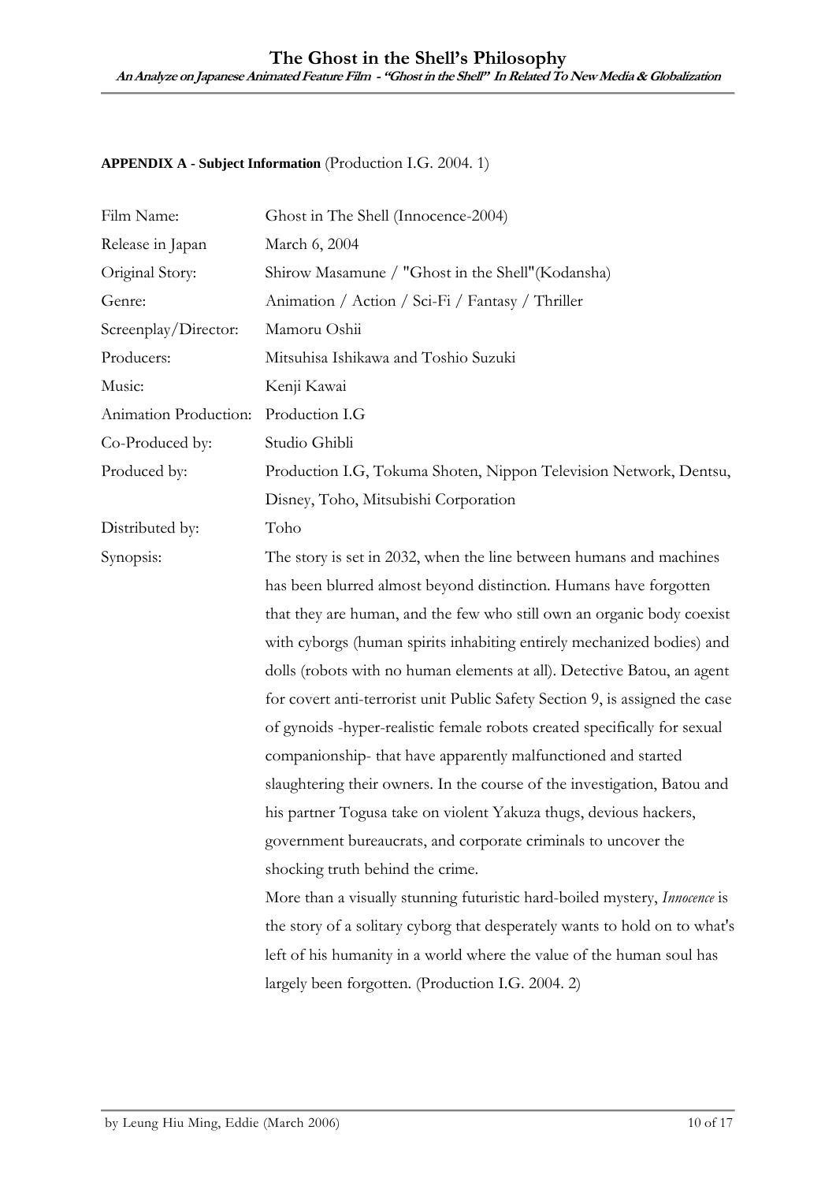**APPENDIX A - Subject Information** (Production I.G. 2004. 1)

| | |
|---|---|
| Film Name: | Ghost in The Shell (Innocence-2004) |
| Release in Japan | March 6, 2004 |
| Original Story: | Shirow Masamune / "Ghost in the Shell"(Kodansha) |
| Genre: | Animation / Action / Sci-Fi / Fantasy / Thriller |
| Screenplay/Director: | Mamoru Oshii |
| Producers: | Mitsuhisa Ishikawa and Toshio Suzuki |
| Music: | Kenji Kawai |
| Animation Production: | Production I.G |
| Co-Produced by: | Studio Ghibli |
| Produced by: | Production I.G, Tokuma Shoten, Nippon Television Network, Dentsu, Disney, Toho, Mitsubishi Corporation |
| Distributed by: | Toho |
| Synopsis: | The story is set in 2032, when the line between humans and machines has been blurred almost beyond distinction. Humans have forgotten that they are human, and the few who still own an organic body coexist with cyborgs (human spirits inhabiting entirely mechanized bodies) and dolls (robots with no human elements at all). Detective Batou, an agent for covert anti-terrorist unit Public Safety Section 9, is assigned the case of gynoids -hyper-realistic female robots created specifically for sexual companionship- that have apparently malfunctioned and started slaughtering their owners. In the course of the investigation, Batou and his partner Togusa take on violent Yakuza thugs, devious hackers, government bureaucrats, and corporate criminals to uncover the shocking truth behind the crime. More than a visually stunning futuristic hard-boiled mystery, *Innocence* is the story of a solitary cyborg that desperately wants to hold on to what's left of his humanity in a world where the value of the human soul has largely been forgotten. (Production I.G. 2004. 2) |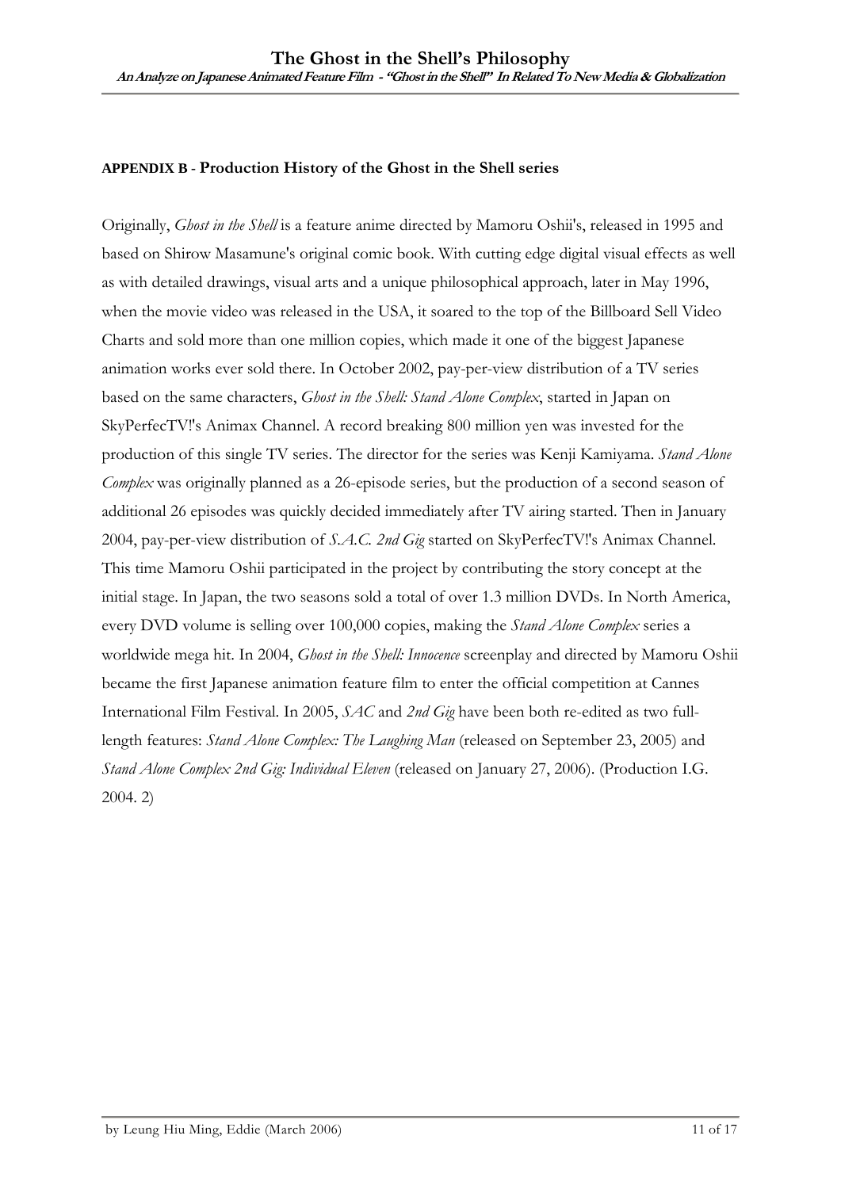**APPENDIX B - Production History of the Ghost in the Shell series**

Originally, *Ghost in the Shell* is a feature anime directed by Mamoru Oshii's, released in 1995 and based on Shirow Masamune's original comic book. With cutting edge digital visual effects as well as with detailed drawings, visual arts and a unique philosophical approach, later in May 1996, when the movie video was released in the USA, it soared to the top of the Billboard Sell Video Charts and sold more than one million copies, which made it one of the biggest Japanese animation works ever sold there. In October 2002, pay-per-view distribution of a TV series based on the same characters, *Ghost in the Shell: Stand Alone Complex*, started in Japan on SkyPerfecTV!'s Animax Channel. A record breaking 800 million yen was invested for the production of this single TV series. The director for the series was Kenji Kamiyama. *Stand Alone Complex* was originally planned as a 26-episode series, but the production of a second season of additional 26 episodes was quickly decided immediately after TV airing started. Then in January 2004, pay-per-view distribution of *S.A.C. 2nd Gig* started on SkyPerfecTV!'s Animax Channel. This time Mamoru Oshii participated in the project by contributing the story concept at the initial stage. In Japan, the two seasons sold a total of over 1.3 million DVDs. In North America, every DVD volume is selling over 100,000 copies, making the *Stand Alone Complex* series a worldwide mega hit. In 2004, *Ghost in the Shell: Innocence* screenplay and directed by Mamoru Oshii became the first Japanese animation feature film to enter the official competition at Cannes International Film Festival. In 2005, *SAC* and *2nd Gig* have been both re-edited as two full-length features: *Stand Alone Complex: The Laughing Man* (released on September 23, 2005) and *Stand Alone Complex 2nd Gig: Individual Eleven* (released on January 27, 2006). (Production I.G. 2004. 2)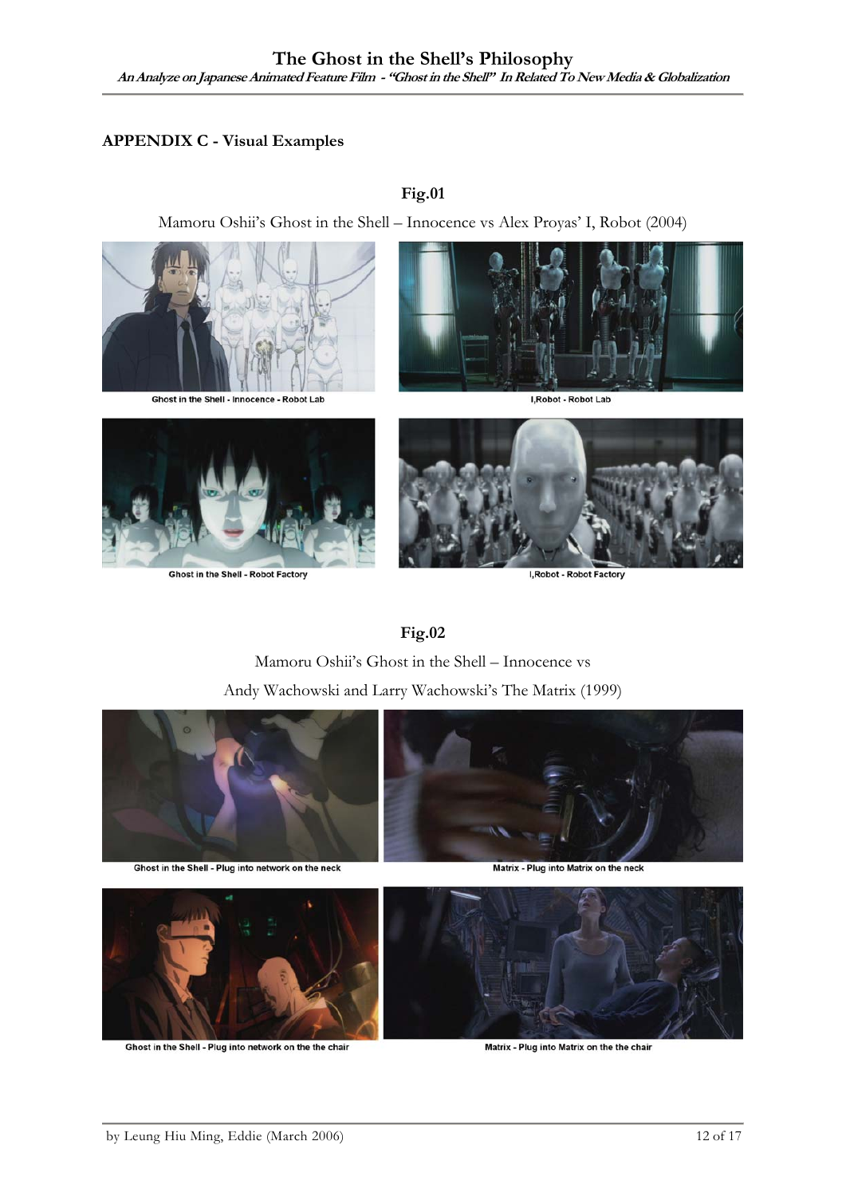## APPENDIX C - Visual Examples

**Fig.01**

Mamoru Oshii's Ghost in the Shell – Innocence vs Alex Proyas' I, Robot (2004)

Ghost in the Shell - Innocence - Robot Lab

I,Robot - Robot Lab

Ghost in the Shell - Robot Factory

I,Robot - Robot Factory

**Fig.02**

Mamoru Oshii's Ghost in the Shell – Innocence vs

Andy Wachowski and Larry Wachowski's The Matrix (1999)

Ghost in the Shell - Plug into network on the neck

Matrix - Plug into Matrix on the neck

Ghost in the Shell - Plug into network on the the chair

Matrix - Plug into Matrix on the the chair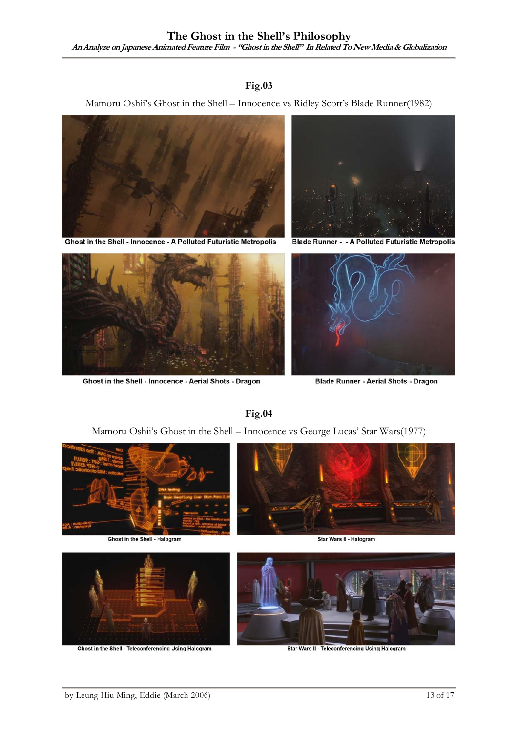**Fig.03**

Mamoru Oshii's Ghost in the Shell – Innocence vs Ridley Scott's Blade Runner(1982)

Ghost in the Shell - Innocence - A Polluted Futuristic Metropolis

Blade Runner - - A Polluted Futuristic Metropolis

Ghost in the Shell - Innocence - Aerial Shots - Dragon

Blade Runner - Aerial Shots - Dragon

**Fig.04**

Mamoru Oshii's Ghost in the Shell – Innocence vs George Lucas' Star Wars(1977)

Ghost in the Shell - Halogram

Star Wars II - Halogram

Ghost in the Shell - Teleconferencing Using Halogram

Star Wars II - Teleconferencing Using Halogram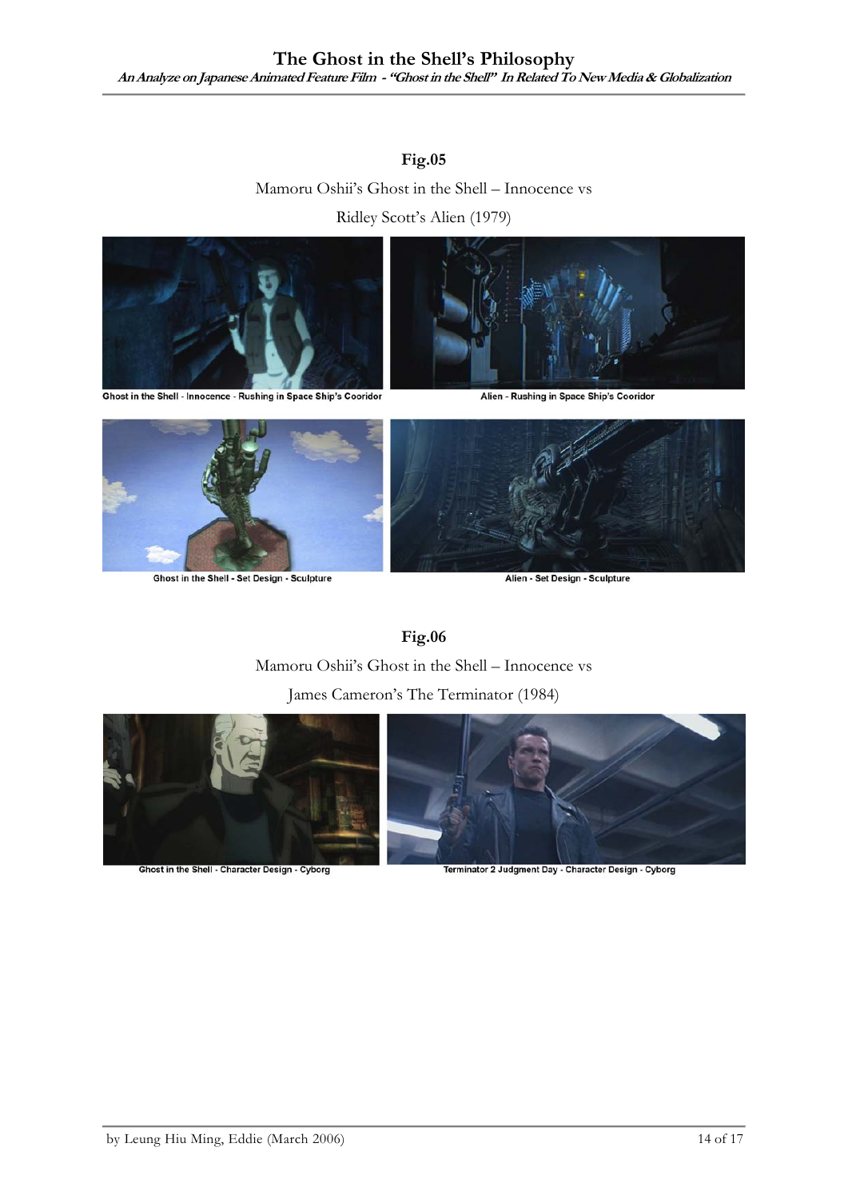**Fig.05**

Mamoru Oshii's Ghost in the Shell – Innocence vs

Ridley Scott's Alien (1979)

Ghost in the Shell - Innocence - Rushing in Space Ship's Cooridor

Alien - Rushing in Space Ship's Cooridor

Ghost in the Shell - Set Design - Sculpture

Alien - Set Design - Sculpture

**Fig.06**

Mamoru Oshii's Ghost in the Shell – Innocence vs

James Cameron's The Terminator (1984)

Ghost in the Shell - Character Design - Cyborg

Terminator 2 Judgment Day - Character Design - Cyborg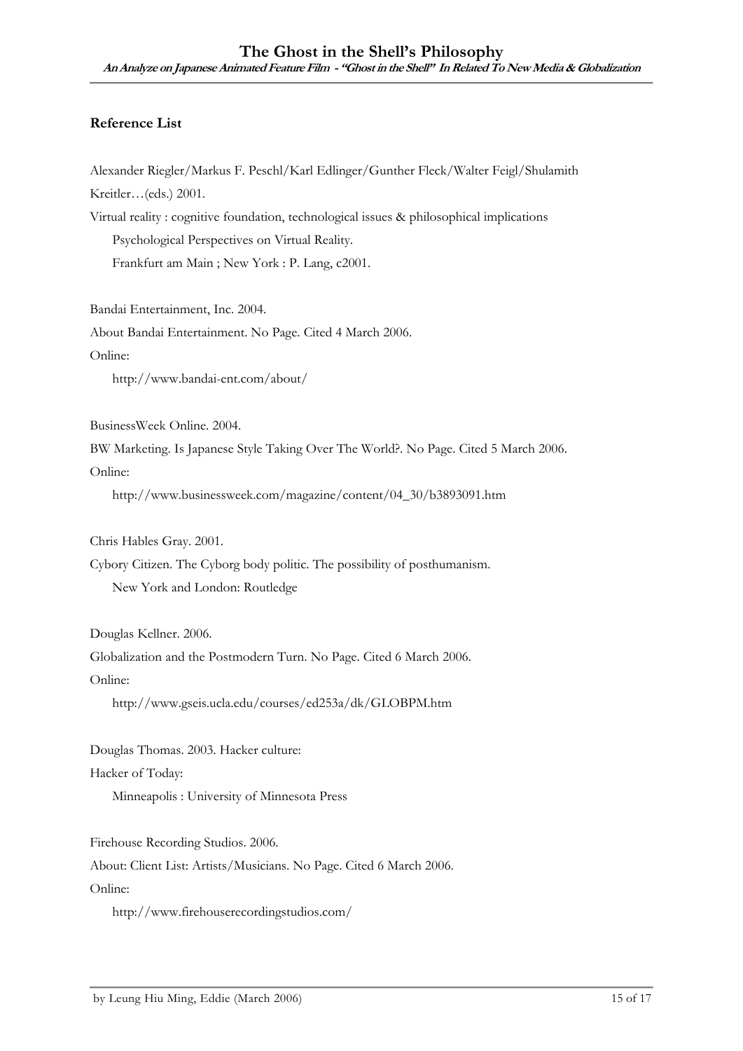**Reference List**

Alexander Riegler/Markus F. Peschl/Karl Edlinger/Gunther Fleck/Walter Feigl/Shulamith Kreitler…(eds.) 2001.

Virtual reality : cognitive foundation, technological issues & philosophical implications

Psychological Perspectives on Virtual Reality.

Frankfurt am Main ; New York : P. Lang, c2001.

Bandai Entertainment, Inc. 2004.

About Bandai Entertainment. No Page. Cited 4 March 2006.

Online:

http://www.bandai-ent.com/about/

BusinessWeek Online. 2004.

BW Marketing. Is Japanese Style Taking Over The World?. No Page. Cited 5 March 2006.

Online:

http://www.businessweek.com/magazine/content/04_30/b3893091.htm

Chris Hables Gray. 2001.

Cybory Citizen. The Cyborg body politic. The possibility of posthumanism.

New York and London: Routledge

Douglas Kellner. 2006.

Globalization and the Postmodern Turn. No Page. Cited 6 March 2006.

Online:

http://www.gseis.ucla.edu/courses/ed253a/dk/GLOBPM.htm

Douglas Thomas. 2003. Hacker culture:

Hacker of Today:

Minneapolis : University of Minnesota Press

Firehouse Recording Studios. 2006.

About: Client List: Artists/Musicians. No Page. Cited 6 March 2006.

Online:

http://www.firehouserecordingstudios.com/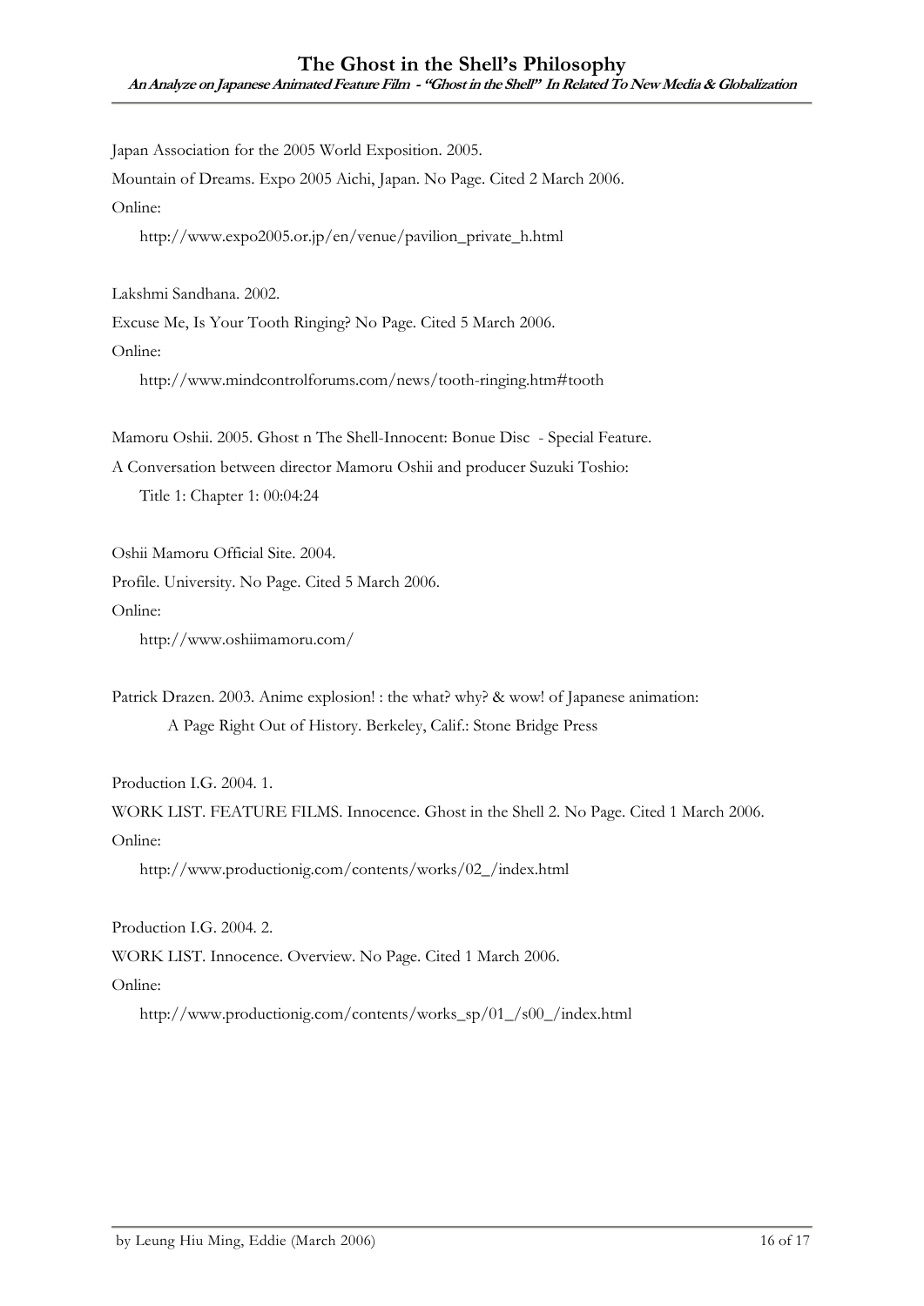Japan Association for the 2005 World Exposition. 2005.

Mountain of Dreams. Expo 2005 Aichi, Japan. No Page. Cited 2 March 2006.

Online:

http://www.expo2005.or.jp/en/venue/pavilion_private_h.html

Lakshmi Sandhana. 2002.

Excuse Me, Is Your Tooth Ringing? No Page. Cited 5 March 2006.

Online:

http://www.mindcontrolforums.com/news/tooth-ringing.htm#tooth

Mamoru Oshii. 2005. Ghost n The Shell-Innocent: Bonue Disc - Special Feature.

A Conversation between director Mamoru Oshii and producer Suzuki Toshio:

Title 1: Chapter 1: 00:04:24

Oshii Mamoru Official Site. 2004.

Profile. University. No Page. Cited 5 March 2006.

Online:

http://www.oshiimamoru.com/

Patrick Drazen. 2003. Anime explosion! : the what? why? & wow! of Japanese animation:
A Page Right Out of History. Berkeley, Calif.: Stone Bridge Press

Production I.G. 2004. 1.

WORK LIST. FEATURE FILMS. Innocence. Ghost in the Shell 2. No Page. Cited 1 March 2006.

Online:

http://www.productionig.com/contents/works/02_/index.html

Production I.G. 2004. 2.

WORK LIST. Innocence. Overview. No Page. Cited 1 March 2006.

Online:

http://www.productionig.com/contents/works_sp/01_/s00_/index.html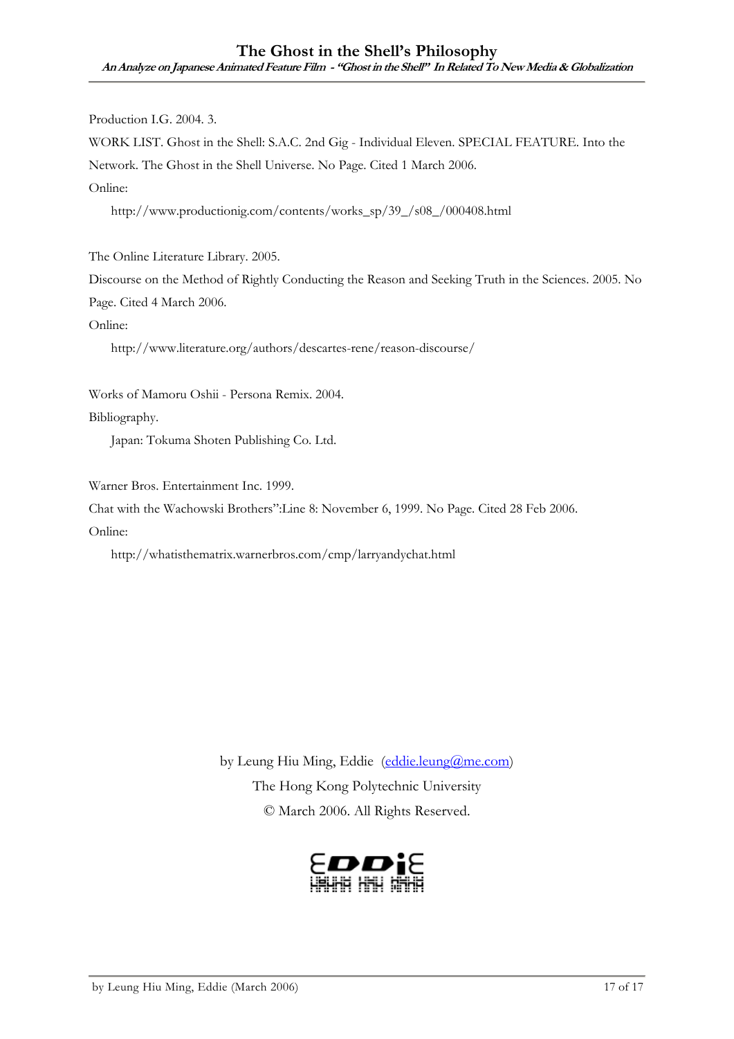Production I.G. 2004. 3.

WORK LIST. Ghost in the Shell: S.A.C. 2nd Gig - Individual Eleven. SPECIAL FEATURE. Into the Network. The Ghost in the Shell Universe. No Page. Cited 1 March 2006.

Online:

http://www.productionig.com/contents/works_sp/39_/s08_/000408.html

The Online Literature Library. 2005.

Discourse on the Method of Rightly Conducting the Reason and Seeking Truth in the Sciences. 2005. No Page. Cited 4 March 2006.

Online:

http://www.literature.org/authors/descartes-rene/reason-discourse/

Works of Mamoru Oshii - Persona Remix. 2004.

Bibliography.

Japan: Tokuma Shoten Publishing Co. Ltd.

Warner Bros. Entertainment Inc. 1999.

Chat with the Wachowski Brothers":Line 8: November 6, 1999. No Page. Cited 28 Feb 2006.

Online:

http://whatisthematrix.warnerbros.com/cmp/larryandychat.html

by Leung Hiu Ming, Eddie (eddie.leung@me.com)

The Hong Kong Polytechnic University

© March 2006. All Rights Reserved.

EDDIE